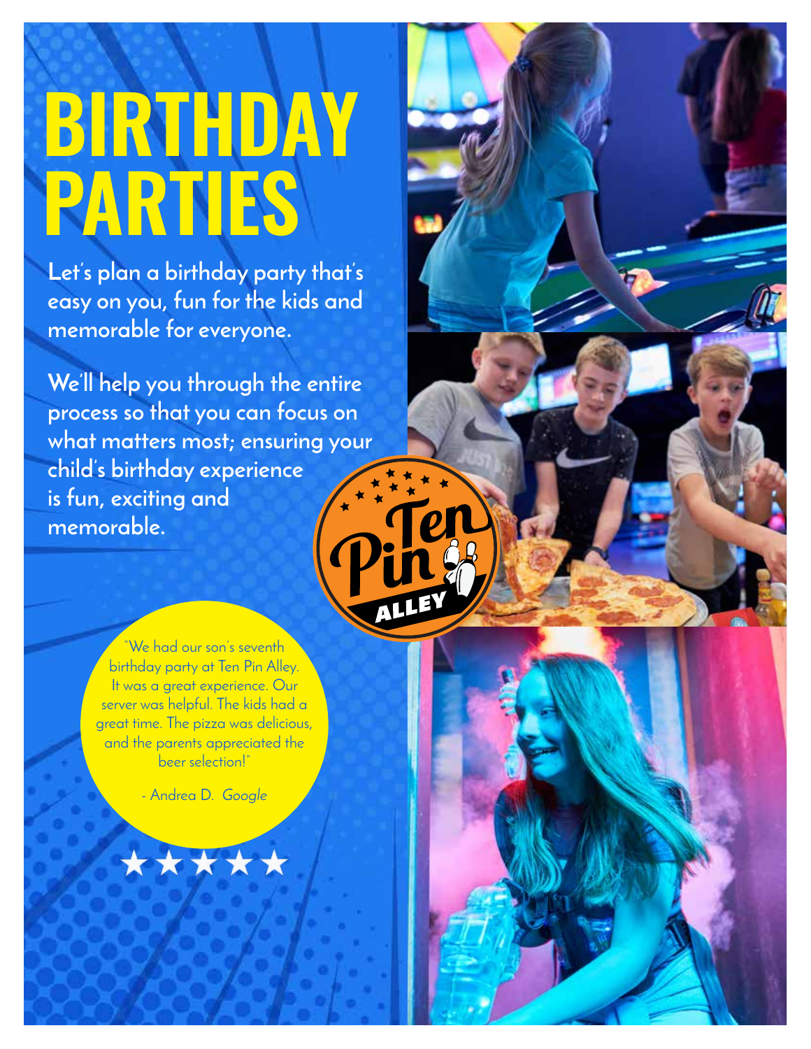# BIRTHDAY PARTIES

**Let's plan a birthday party that's easy on you, fun for the kids and memorable for everyone.**

**We'll help you through the entire process so that you can focus on what matters most; ensuring your child's birthday experience is fun, exciting and memorable.**

Ten Pin ALLEY

"We had our son's seventh birthday party at Ten Pin Alley. It was a great experience. Our server was helpful. The kids had a great time. The pizza was delicious, and the parents appreciated the beer selection!"

- Andrea D. *Google*

★★★★★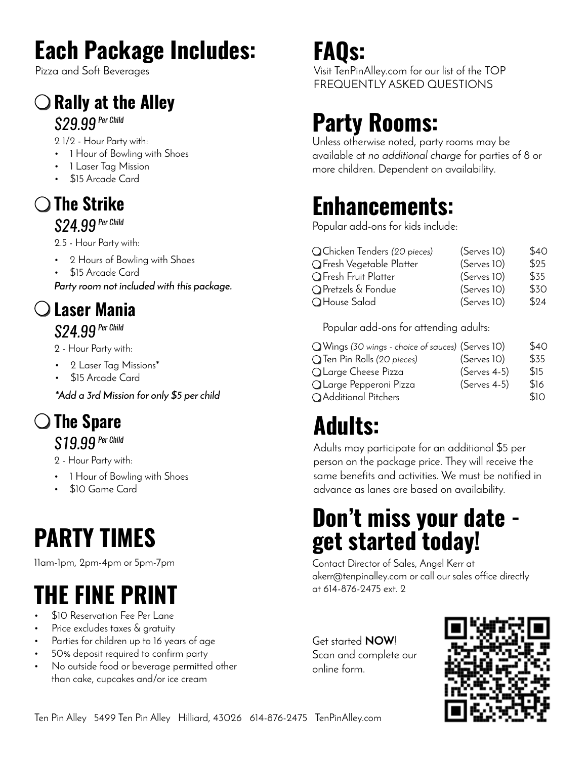# Each Package Includes:

Pizza and Soft Beverages

## ❍ Rally at the Alley

*$29.99 Per Child*

2 1/2 - Hour Party with:

- 1 Hour of Bowling with Shoes
- 1 Laser Tag Mission
- $15 Arcade Card

## ❍ The Strike

*$24.99 Per Child*

2.5 - Hour Party with:

- 2 Hours of Bowling with Shoes
- $15 Arcade Card

***Party room not included with this package.***

## ❍ Laser Mania

*$24.99 Per Child*

2 - Hour Party with:

- 2 Laser Tag Missions*
- $15 Arcade Card

****Add a 3rd Mission for only $5 per child***

## ❍ The Spare

*$19.99 Per Child*

2 - Hour Party with:

- 1 Hour of Bowling with Shoes
- $10 Game Card

# PARTY TIMES

11am-1pm, 2pm-4pm or 5pm-7pm

# THE FINE PRINT

- $10 Reservation Fee Per Lane
- Price excludes taxes & gratuity
- Parties for children up to 16 years of age
- 50% deposit required to confirm party
- No outside food or beverage permitted other than cake, cupcakes and/or ice cream

# FAQs:

Visit TenPinAlley.com for our list of the TOP FREQUENTLY ASKED QUESTIONS

# Party Rooms:

Unless otherwise noted, party rooms may be available at *no additional charge* for parties of 8 or more children. Dependent on availability.

# Enhancements:

Popular add-ons for kids include:

| | | |
|---|---|---|
| ❍ Chicken Tenders *(20 pieces)* | (Serves 10) | $40 |
| ❍ Fresh Vegetable Platter | (Serves 10) | $25 |
| ❍ Fresh Fruit Platter | (Serves 10) | $35 |
| ❍ Pretzels & Fondue | (Serves 10) | $30 |
| ❍ House Salad | (Serves 10) | $24 |

Popular add-ons for attending adults:

| | | |
|---|---|---|
| ❍ Wings *(30 wings - choice of sauces)* | (Serves 10) | $40 |
| ❍ Ten Pin Rolls *(20 pieces)* | (Serves 10) | $35 |
| ❍ Large Cheese Pizza | (Serves 4-5) | $15 |
| ❍ Large Pepperoni Pizza | (Serves 4-5) | $16 |
| ❍ Additional Pitchers | | $10 |

# Adults:

Adults may participate for an additional $5 per person on the package price. They will receive the same benefits and activities. We must be notified in advance as lanes are based on availability.

# Don't miss your date - get started today!

Contact Director of Sales, Angel Kerr at akerr@tenpinalley.com or call our sales office directly at 614-876-2475 ext. 2

Get started **NOW**! Scan and complete our online form.

Ten Pin Alley 5499 Ten Pin Alley Hilliard, 43026 614-876-2475 TenPinAlley.com